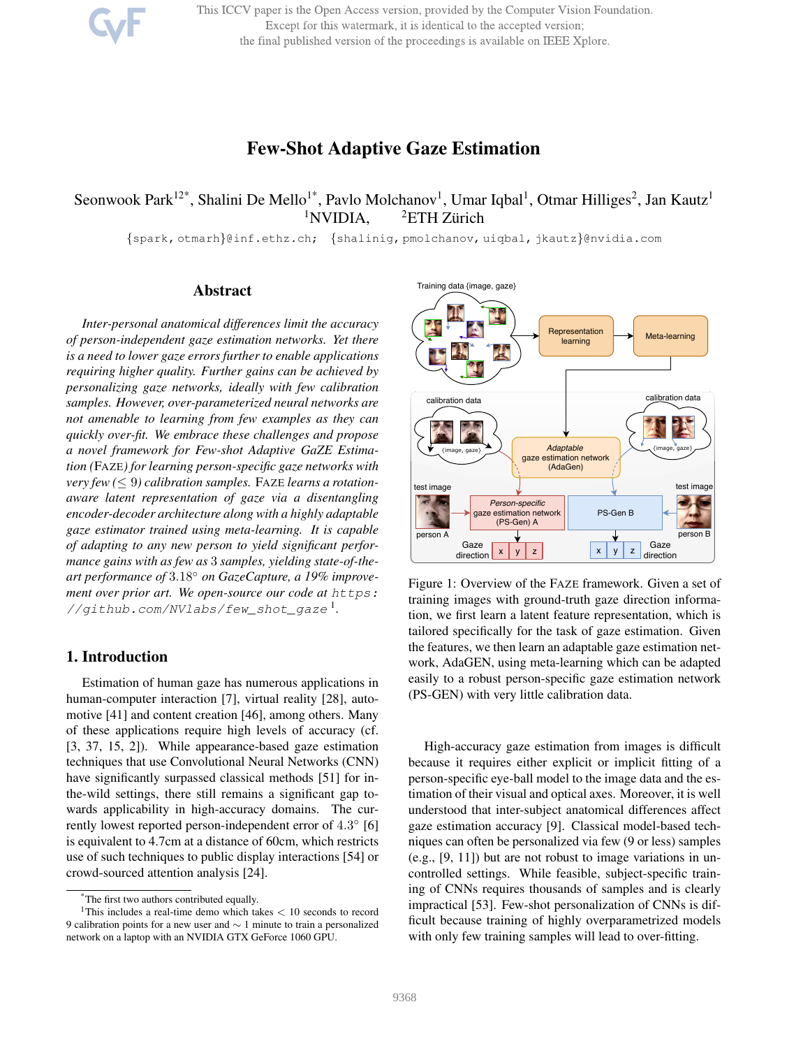This ICCV paper is the Open Access version, provided by the Computer Vision Foundation. Except for this watermark, it is identical to the accepted version; the final published version of the proceedings is available on IEEE Xplore.

# Few-Shot Adaptive Gaze Estimation

Seonwook Park[12*], Shalini De Mello[1*], Pavlo Molchanov[1], Umar Iqbal[1], Otmar Hilliges[2], Jan Kautz[1]
[1]NVIDIA, [2]ETH Zürich

{spark, otmarh}@inf.ethz.ch; {shalinig, pmolchanov, uiqbal, jkautz}@nvidia.com

## Abstract

*Inter-personal anatomical differences limit the accuracy of person-independent gaze estimation networks. Yet there is a need to lower gaze errors further to enable applications requiring higher quality. Further gains can be achieved by personalizing gaze networks, ideally with few calibration samples. However, over-parameterized neural networks are not amenable to learning from few examples as they can quickly over-fit. We embrace these challenges and propose a novel framework for Few-shot Adaptive GaZE Estimation (*FAZE*) for learning person-specific gaze networks with very few ($\leq 9$) calibration samples.* FAZE *learns a rotation-aware latent representation of gaze via a disentangling encoder-decoder architecture along with a highly adaptable gaze estimator trained using meta-learning. It is capable of adapting to any new person to yield significant performance gains with as few as 3 samples, yielding state-of-the-art performance of $3.18°$ on GazeCapture, a 19% improvement over prior art. We open-source our code at* `https://github.com/NVlabs/few_shot_gaze` [1].

Figure 1: Overview of the FAZE framework. Given a set of training images with ground-truth gaze direction information, we first learn a latent feature representation, which is tailored specifically for the task of gaze estimation. Given the features, we then learn an adaptable gaze estimation network, AdaGEN, using meta-learning which can be adapted easily to a robust person-specific gaze estimation network (PS-GEN) with very little calibration data.

## 1. Introduction

Estimation of human gaze has numerous applications in human-computer interaction [7], virtual reality [28], automotive [41] and content creation [46], among others. Many of these applications require high levels of accuracy (cf. [3, 37, 15, 2]). While appearance-based gaze estimation techniques that use Convolutional Neural Networks (CNN) have significantly surpassed classical methods [51] for in-the-wild settings, there still remains a significant gap towards applicability in high-accuracy domains. The currently lowest reported person-independent error of $4.3°$ [6] is equivalent to 4.7cm at a distance of 60cm, which restricts use of such techniques to public display interactions [54] or crowd-sourced attention analysis [24].

High-accuracy gaze estimation from images is difficult because it requires either explicit or implicit fitting of a person-specific eye-ball model to the image data and the estimation of their visual and optical axes. Moreover, it is well understood that inter-subject anatomical differences affect gaze estimation accuracy [9]. Classical model-based techniques can often be personalized via few (9 or less) samples (e.g., [9, 11]) but are not robust to image variations in uncontrolled settings. While feasible, subject-specific training of CNNs requires thousands of samples and is clearly impractical [53]. Few-shot personalization of CNNs is difficult because training of highly overparametrized models with only few training samples will lead to over-fitting.

[*] The first two authors contributed equally.

[1] This includes a real-time demo which takes < 10 seconds to record 9 calibration points for a new user and ∼ 1 minute to train a personalized network on a laptop with an NVIDIA GTX GeForce 1060 GPU.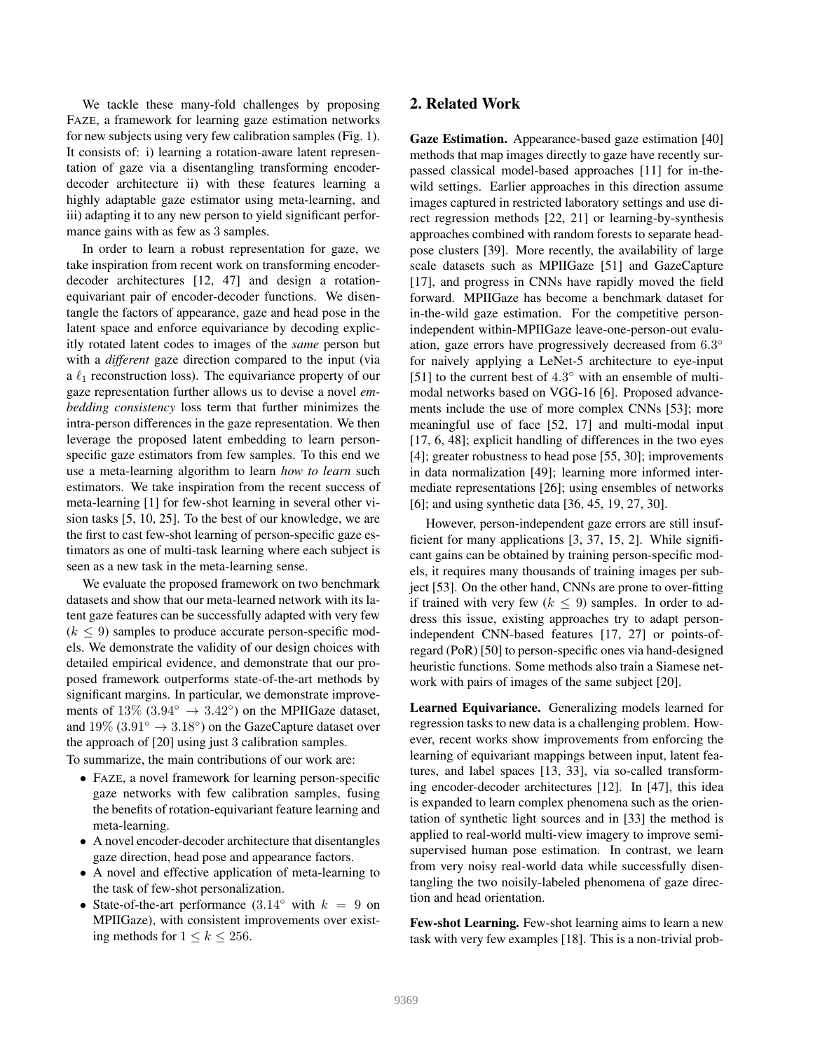We tackle these many-fold challenges by proposing FAZE, a framework for learning gaze estimation networks for new subjects using very few calibration samples (Fig. 1). It consists of: i) learning a rotation-aware latent representation of gaze via a disentangling transforming encoder-decoder architecture ii) with these features learning a highly adaptable gaze estimator using meta-learning, and iii) adapting it to any new person to yield significant performance gains with as few as 3 samples.

In order to learn a robust representation for gaze, we take inspiration from recent work on transforming encoder-decoder architectures [12, 47] and design a rotation-equivariant pair of encoder-decoder functions. We disentangle the factors of appearance, gaze and head pose in the latent space and enforce equivariance by decoding explicitly rotated latent codes to images of the *same* person but with a *different* gaze direction compared to the input (via a $\ell_1$ reconstruction loss). The equivariance property of our gaze representation further allows us to devise a novel *embedding consistency* loss term that further minimizes the intra-person differences in the gaze representation. We then leverage the proposed latent embedding to learn person-specific gaze estimators from few samples. To this end we use a meta-learning algorithm to learn *how to learn* such estimators. We take inspiration from the recent success of meta-learning [1] for few-shot learning in several other vision tasks [5, 10, 25]. To the best of our knowledge, we are the first to cast few-shot learning of person-specific gaze estimators as one of multi-task learning where each subject is seen as a new task in the meta-learning sense.

We evaluate the proposed framework on two benchmark datasets and show that our meta-learned network with its latent gaze features can be successfully adapted with very few ($k \leq 9$) samples to produce accurate person-specific models. We demonstrate the validity of our design choices with detailed empirical evidence, and demonstrate that our proposed framework outperforms state-of-the-art methods by significant margins. In particular, we demonstrate improvements of $13\%$ ($3.94^\circ \rightarrow 3.42^\circ$) on the MPIIGaze dataset, and $19\%$ ($3.91^\circ \rightarrow 3.18^\circ$) on the GazeCapture dataset over the approach of [20] using just 3 calibration samples.

To summarize, the main contributions of our work are:

- FAZE, a novel framework for learning person-specific gaze networks with few calibration samples, fusing the benefits of rotation-equivariant feature learning and meta-learning.
- A novel encoder-decoder architecture that disentangles gaze direction, head pose and appearance factors.
- A novel and effective application of meta-learning to the task of few-shot personalization.
- State-of-the-art performance ($3.14^\circ$ with $k = 9$ on MPIIGaze), with consistent improvements over existing methods for $1 \leq k \leq 256$.

## 2. Related Work

**Gaze Estimation.** Appearance-based gaze estimation [40] methods that map images directly to gaze have recently surpassed classical model-based approaches [11] for in-the-wild settings. Earlier approaches in this direction assume images captured in restricted laboratory settings and use direct regression methods [22, 21] or learning-by-synthesis approaches combined with random forests to separate head-pose clusters [39]. More recently, the availability of large scale datasets such as MPIIGaze [51] and GazeCapture [17], and progress in CNNs have rapidly moved the field forward. MPIIGaze has become a benchmark dataset for in-the-wild gaze estimation. For the competitive person-independent within-MPIIGaze leave-one-person-out evaluation, gaze errors have progressively decreased from $6.3^\circ$ for naively applying a LeNet-5 architecture to eye-input [51] to the current best of $4.3^\circ$ with an ensemble of multi-modal networks based on VGG-16 [6]. Proposed advancements include the use of more complex CNNs [53]; more meaningful use of face [52, 17] and multi-modal input [17, 6, 48]; explicit handling of differences in the two eyes [4]; greater robustness to head pose [55, 30]; improvements in data normalization [49]; learning more informed intermediate representations [26]; using ensembles of networks [6]; and using synthetic data [36, 45, 19, 27, 30].

However, person-independent gaze errors are still insufficient for many applications [3, 37, 15, 2]. While significant gains can be obtained by training person-specific models, it requires many thousands of training images per subject [53]. On the other hand, CNNs are prone to over-fitting if trained with very few ($k \leq 9$) samples. In order to address this issue, existing approaches try to adapt person-independent CNN-based features [17, 27] or points-of-regard (PoR) [50] to person-specific ones via hand-designed heuristic functions. Some methods also train a Siamese network with pairs of images of the same subject [20].

**Learned Equivariance.** Generalizing models learned for regression tasks to new data is a challenging problem. However, recent works show improvements from enforcing the learning of equivariant mappings between input, latent features, and label spaces [13, 33], via so-called transforming encoder-decoder architectures [12]. In [47], this idea is expanded to learn complex phenomena such as the orientation of synthetic light sources and in [33] the method is applied to real-world multi-view imagery to improve semi-supervised human pose estimation. In contrast, we learn from very noisy real-world data while successfully disentangling the two noisily-labeled phenomena of gaze direction and head orientation.

**Few-shot Learning.** Few-shot learning aims to learn a new task with very few examples [18]. This is a non-trivial prob-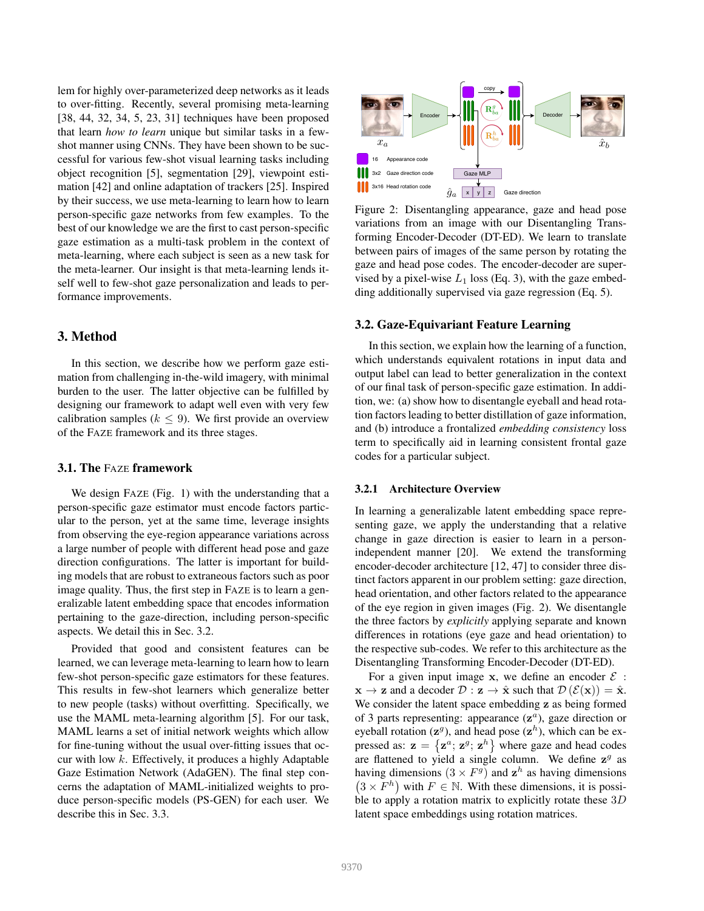lem for highly over-parameterized deep networks as it leads to over-fitting. Recently, several promising meta-learning [38, 44, 32, 34, 5, 23, 31] techniques have been proposed that learn *how to learn* unique but similar tasks in a few-shot manner using CNNs. They have been shown to be successful for various few-shot visual learning tasks including object recognition [5], segmentation [29], viewpoint estimation [42] and online adaptation of trackers [25]. Inspired by their success, we use meta-learning to learn how to learn person-specific gaze networks from few examples. To the best of our knowledge we are the first to cast person-specific gaze estimation as a multi-task problem in the context of meta-learning, where each subject is seen as a new task for the meta-learner. Our insight is that meta-learning lends itself well to few-shot gaze personalization and leads to performance improvements.

## 3. Method

In this section, we describe how we perform gaze estimation from challenging in-the-wild imagery, with minimal burden to the user. The latter objective can be fulfilled by designing our framework to adapt well even with very few calibration samples ($k \leq 9$). We first provide an overview of the FAZE framework and its three stages.

### 3.1. The FAZE framework

We design FAZE (Fig. 1) with the understanding that a person-specific gaze estimator must encode factors particular to the person, yet at the same time, leverage insights from observing the eye-region appearance variations across a large number of people with different head pose and gaze direction configurations. The latter is important for building models that are robust to extraneous factors such as poor image quality. Thus, the first step in FAZE is to learn a generalizable latent embedding space that encodes information pertaining to the gaze-direction, including person-specific aspects. We detail this in Sec. 3.2.

Provided that good and consistent features can be learned, we can leverage meta-learning to learn how to learn few-shot person-specific gaze estimators for these features. This results in few-shot learners which generalize better to new people (tasks) without overfitting. Specifically, we use the MAML meta-learning algorithm [5]. For our task, MAML learns a set of initial network weights which allow for fine-tuning without the usual over-fitting issues that occur with low $k$. Effectively, it produces a highly Adaptable Gaze Estimation Network (AdaGEN). The final step concerns the adaptation of MAML-initialized weights to produce person-specific models (PS-GEN) for each user. We describe this in Sec. 3.3.

Figure 2: Disentangling appearance, gaze and head pose variations from an image with our Disentangling Transforming Encoder-Decoder (DT-ED). We learn to translate between pairs of images of the same person by rotating the gaze and head pose codes. The encoder-decoder are supervised by a pixel-wise $L_1$ loss (Eq. 3), with the gaze embedding additionally supervised via gaze regression (Eq. 5).

### 3.2. Gaze-Equivariant Feature Learning

In this section, we explain how the learning of a function, which understands equivalent rotations in input data and output label can lead to better generalization in the context of our final task of person-specific gaze estimation. In addition, we: (a) show how to disentangle eyeball and head rotation factors leading to better distillation of gaze information, and (b) introduce a frontalized *embedding consistency* loss term to specifically aid in learning consistent frontal gaze codes for a particular subject.

#### 3.2.1 Architecture Overview

In learning a generalizable latent embedding space representing gaze, we apply the understanding that a relative change in gaze direction is easier to learn in a person-independent manner [20]. We extend the transforming encoder-decoder architecture [12, 47] to consider three distinct factors apparent in our problem setting: gaze direction, head orientation, and other factors related to the appearance of the eye region in given images (Fig. 2). We disentangle the three factors by *explicitly* applying separate and known differences in rotations (eye gaze and head orientation) to the respective sub-codes. We refer to this architecture as the Disentangling Transforming Encoder-Decoder (DT-ED).

For a given input image $\mathbf{x}$, we define an encoder $\mathcal{E} : \mathbf{x} \rightarrow \mathbf{z}$ and a decoder $\mathcal{D} : \mathbf{z} \rightarrow \hat{\mathbf{x}}$ such that $\mathcal{D}(\mathcal{E}(\mathbf{x})) = \hat{\mathbf{x}}$. We consider the latent space embedding $\mathbf{z}$ as being formed of 3 parts representing: appearance ($\mathbf{z}^a$), gaze direction or eyeball rotation ($\mathbf{z}^g$), and head pose ($\mathbf{z}^h$), which can be expressed as: $\mathbf{z} = \left\{\mathbf{z}^a; \mathbf{z}^g; \mathbf{z}^h\right\}$ where gaze and head codes are flattened to yield a single column. We define $\mathbf{z}^g$ as having dimensions $(3 \times F^g)$ and $\mathbf{z}^h$ as having dimensions $\left(3 \times F^h\right)$ with $F \in \mathbb{N}$. With these dimensions, it is possible to apply a rotation matrix to explicitly rotate these $3D$ latent space embeddings using rotation matrices.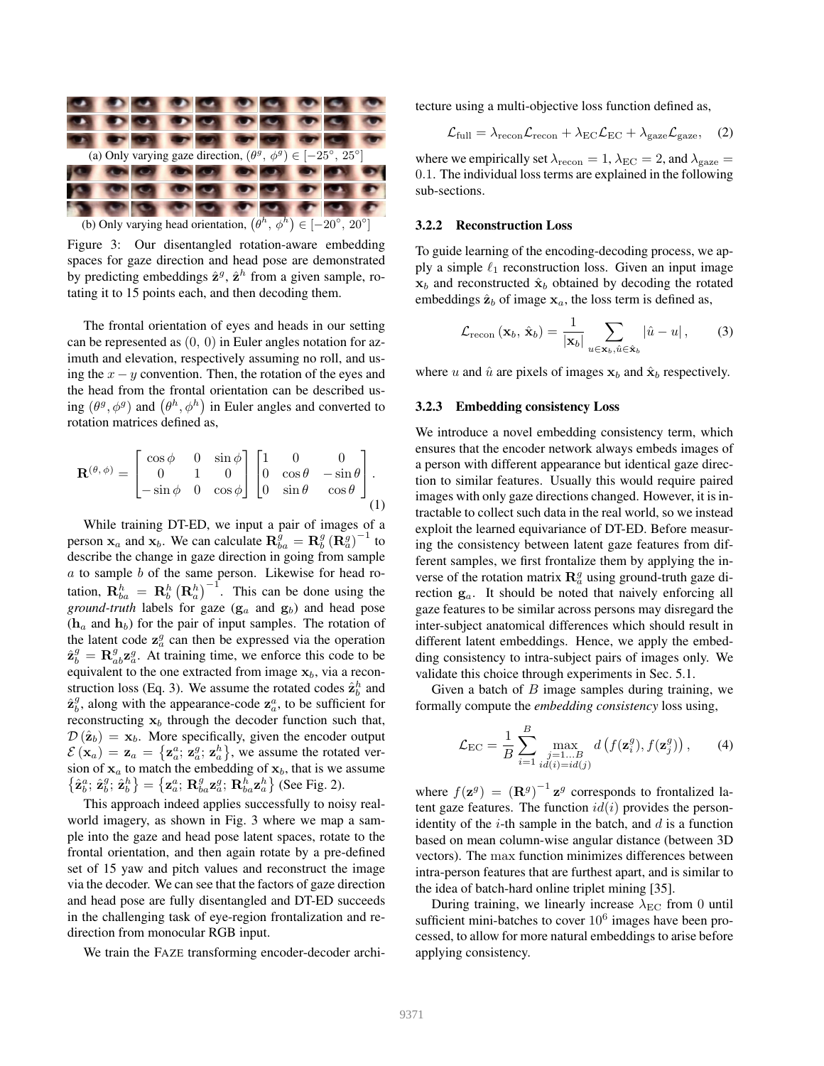(a) Only varying gaze direction, $(\theta^g, \phi^g) \in [-25°, 25°]$

(b) Only varying head orientation, $(\theta^h, \phi^h) \in [-20°, 20°]$

Figure 3: Our disentangled rotation-aware embedding spaces for gaze direction and head pose are demonstrated by predicting embeddings $\hat{\mathbf{z}}^g$, $\hat{\mathbf{z}}^h$ from a given sample, rotating it to 15 points each, and then decoding them.

The frontal orientation of eyes and heads in our setting can be represented as $(0, 0)$ in Euler angles notation for azimuth and elevation, respectively assuming no roll, and using the $x-y$ convention. Then, the rotation of the eyes and the head from the frontal orientation can be described using $(\theta^g, \phi^g)$ and $(\theta^h, \phi^h)$ in Euler angles and converted to rotation matrices defined as,

$$\mathbf{R}^{(\theta,\phi)} = \begin{bmatrix} \cos\phi & 0 & \sin\phi \\ 0 & 1 & 0 \\ -\sin\phi & 0 & \cos\phi \end{bmatrix} \begin{bmatrix} 1 & 0 & 0 \\ 0 & \cos\theta & -\sin\theta \\ 0 & \sin\theta & \cos\theta \end{bmatrix}. \tag{1}$$

While training DT-ED, we input a pair of images of a person $\mathbf{x}_a$ and $\mathbf{x}_b$. We can calculate $\mathbf{R}^g_{ba} = \mathbf{R}^g_b \left(\mathbf{R}^g_a\right)^{-1}$ to describe the change in gaze direction in going from sample $a$ to sample $b$ of the same person. Likewise for head rotation, $\mathbf{R}^h_{ba} = \mathbf{R}^h_b \left(\mathbf{R}^h_a\right)^{-1}$. This can be done using the *ground-truth* labels for gaze ($\mathbf{g}_a$ and $\mathbf{g}_b$) and head pose ($\mathbf{h}_a$ and $\mathbf{h}_b$) for the pair of input samples. The rotation of the latent code $\mathbf{z}^g_a$ can then be expressed via the operation $\hat{\mathbf{z}}^g_b = \mathbf{R}^g_{ab}\mathbf{z}^g_a$. At training time, we enforce this code to be equivalent to the one extracted from image $\mathbf{x}_b$, via a reconstruction loss (Eq. 3). We assume the rotated codes $\hat{\mathbf{z}}^h_b$ and $\hat{\mathbf{z}}^g_b$, along with the appearance-code $\mathbf{z}^a_a$, to be sufficient for reconstructing $\mathbf{x}_b$ through the decoder function such that, $\mathcal{D}\left(\hat{\mathbf{z}}_b\right) = \mathbf{x}_b$. More specifically, given the encoder output $\mathcal{E}\left(\mathbf{x}_a\right) = \mathbf{z}_a = \left\{\mathbf{z}^a_a;\, \mathbf{z}^g_a;\, \mathbf{z}^h_a\right\}$, we assume the rotated version of $\mathbf{x}_a$ to match the embedding of $\mathbf{x}_b$, that is we assume $\left\{\hat{\mathbf{z}}^a_b;\, \hat{\mathbf{z}}^g_b;\, \hat{\mathbf{z}}^h_b\right\} = \left\{\mathbf{z}^a_a;\, \mathbf{R}^g_{ba}\mathbf{z}^g_a;\, \mathbf{R}^h_{ba}\mathbf{z}^h_a\right\}$ (See Fig. 2).

This approach indeed applies successfully to noisy real-world imagery, as shown in Fig. 3 where we map a sample into the gaze and head pose latent spaces, rotate to the frontal orientation, and then again rotate by a pre-defined set of 15 yaw and pitch values and reconstruct the image via the decoder. We can see that the factors of gaze direction and head pose are fully disentangled and DT-ED succeeds in the challenging task of eye-region frontalization and redirection from monocular RGB input.

We train the FAZE transforming encoder-decoder architecture using a multi-objective loss function defined as,

$$\mathcal{L}_{\text{full}} = \lambda_{\text{recon}}\mathcal{L}_{\text{recon}} + \lambda_{\text{EC}}\mathcal{L}_{\text{EC}} + \lambda_{\text{gaze}}\mathcal{L}_{\text{gaze}}, \tag{2}$$

where we empirically set $\lambda_{\text{recon}} = 1$, $\lambda_{\text{EC}} = 2$, and $\lambda_{\text{gaze}} = 0.1$. The individual loss terms are explained in the following sub-sections.

### 3.2.2 Reconstruction Loss

To guide learning of the encoding-decoding process, we apply a simple $\ell_1$ reconstruction loss. Given an input image $\mathbf{x}_b$ and reconstructed $\hat{\mathbf{x}}_b$ obtained by decoding the rotated embeddings $\hat{\mathbf{z}}_b$ of image $\mathbf{x}_a$, the loss term is defined as,

$$\mathcal{L}_{\text{recon}}\left(\mathbf{x}_b,\, \hat{\mathbf{x}}_b\right) = \frac{1}{|\mathbf{x}_b|} \sum_{u \in \mathbf{x}_b, \hat{u} \in \hat{\mathbf{x}}_b} \left|\hat{u} - u\right|, \tag{3}$$

where $u$ and $\hat{u}$ are pixels of images $\mathbf{x}_b$ and $\hat{\mathbf{x}}_b$ respectively.

### 3.2.3 Embedding consistency Loss

We introduce a novel embedding consistency term, which ensures that the encoder network always embeds images of a person with different appearance but identical gaze direction to similar features. Usually this would require paired images with only gaze directions changed. However, it is intractable to collect such data in the real world, so we instead exploit the learned equivariance of DT-ED. Before measuring the consistency between latent gaze features from different samples, we first frontalize them by applying the inverse of the rotation matrix $\mathbf{R}^g_a$ using ground-truth gaze direction $\mathbf{g}_a$. It should be noted that naively enforcing all gaze features to be similar across persons may disregard the inter-subject anatomical differences which should result in different latent embeddings. Hence, we apply the embedding consistency to intra-subject pairs of images only. We validate this choice through experiments in Sec. 5.1.

Given a batch of $B$ image samples during training, we formally compute the *embedding consistency* loss using,

$$\mathcal{L}_{\text{EC}} = \frac{1}{B} \sum_{i=1}^{B} \max_{\substack{j=1\ldots B \\ id(i)=id(j)}} d\left(f(\mathbf{z}^g_i), f(\mathbf{z}^g_j)\right), \tag{4}$$

where $f(\mathbf{z}^g) = \left(\mathbf{R}^g\right)^{-1}\mathbf{z}^g$ corresponds to frontalized latent gaze features. The function $id(i)$ provides the person-identity of the $i$-th sample in the batch, and $d$ is a function based on mean column-wise angular distance (between 3D vectors). The $\max$ function minimizes differences between intra-person features that are furthest apart, and is similar to the idea of batch-hard online triplet mining [35].

During training, we linearly increase $\lambda_{\text{EC}}$ from 0 until sufficient mini-batches to cover $10^6$ images have been processed, to allow for more natural embeddings to arise before applying consistency.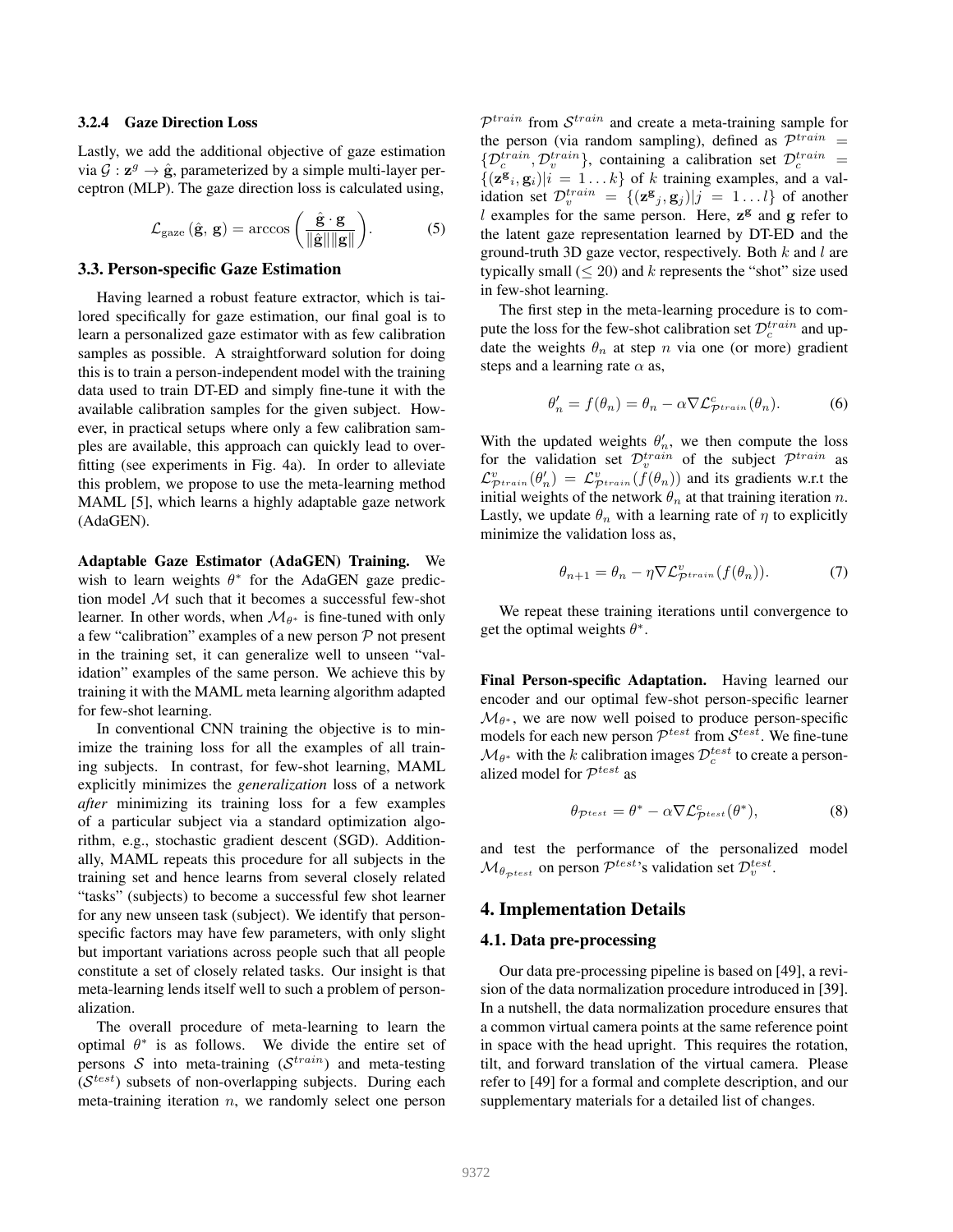#### 3.2.4 Gaze Direction Loss

Lastly, we add the additional objective of gaze estimation via $\mathcal{G} : \mathbf{z}^g \rightarrow \hat{\mathbf{g}}$, parameterized by a simple multi-layer perceptron (MLP). The gaze direction loss is calculated using,

$$\mathcal{L}_{\text{gaze}}(\hat{\mathbf{g}}, \mathbf{g}) = \arccos\left(\frac{\hat{\mathbf{g}} \cdot \mathbf{g}}{\|\hat{\mathbf{g}}\|\|\mathbf{g}\|}\right). \tag{5}$$

### 3.3. Person-specific Gaze Estimation

Having learned a robust feature extractor, which is tailored specifically for gaze estimation, our final goal is to learn a personalized gaze estimator with as few calibration samples as possible. A straightforward solution for doing this is to train a person-independent model with the training data used to train DT-ED and simply fine-tune it with the available calibration samples for the given subject. However, in practical setups where only a few calibration samples are available, this approach can quickly lead to overfitting (see experiments in Fig. 4a). In order to alleviate this problem, we propose to use the meta-learning method MAML [5], which learns a highly adaptable gaze network (AdaGEN).

**Adaptable Gaze Estimator (AdaGEN) Training.** We wish to learn weights $\theta^*$ for the AdaGEN gaze prediction model $\mathcal{M}$ such that it becomes a successful few-shot learner. In other words, when $\mathcal{M}_{\theta^*}$ is fine-tuned with only a few "calibration" examples of a new person $\mathcal{P}$ not present in the training set, it can generalize well to unseen "validation" examples of the same person. We achieve this by training it with the MAML meta learning algorithm adapted for few-shot learning.

In conventional CNN training the objective is to minimize the training loss for all the examples of all training subjects. In contrast, for few-shot learning, MAML explicitly minimizes the *generalization* loss of a network *after* minimizing its training loss for a few examples of a particular subject via a standard optimization algorithm, e.g., stochastic gradient descent (SGD). Additionally, MAML repeats this procedure for all subjects in the training set and hence learns from several closely related "tasks" (subjects) to become a successful few shot learner for any new unseen task (subject). We identify that person-specific factors may have few parameters, with only slight but important variations across people such that all people constitute a set of closely related tasks. Our insight is that meta-learning lends itself well to such a problem of personalization.

The overall procedure of meta-learning to learn the optimal $\theta^*$ is as follows. We divide the entire set of persons $\mathcal{S}$ into meta-training ($\mathcal{S}^{train}$) and meta-testing ($\mathcal{S}^{test}$) subsets of non-overlapping subjects. During each meta-training iteration $n$, we randomly select one person $\mathcal{P}^{train}$ from $\mathcal{S}^{train}$ and create a meta-training sample for the person (via random sampling), defined as $\mathcal{P}^{train} = \{\mathcal{D}_c^{train}, \mathcal{D}_v^{train}\}$, containing a calibration set $\mathcal{D}_c^{train} = \{(\mathbf{z^g}_i, \mathbf{g}_i) | i = 1 \ldots k\}$ of $k$ training examples, and a validation set $\mathcal{D}_v^{train} = \{(\mathbf{z^g}_j, \mathbf{g}_j) | j = 1 \ldots l\}$ of another $l$ examples for the same person. Here, $\mathbf{z^g}$ and $\mathbf{g}$ refer to the latent gaze representation learned by DT-ED and the ground-truth 3D gaze vector, respectively. Both $k$ and $l$ are typically small ($\leq 20$) and $k$ represents the "shot" size used in few-shot learning.

The first step in the meta-learning procedure is to compute the loss for the few-shot calibration set $\mathcal{D}_c^{train}$ and update the weights $\theta_n$ at step $n$ via one (or more) gradient steps and a learning rate $\alpha$ as,

$$\theta'_n = f(\theta_n) = \theta_n - \alpha \nabla \mathcal{L}^c_{\mathcal{P}^{train}}(\theta_n). \tag{6}$$

With the updated weights $\theta'_n$, we then compute the loss for the validation set $\mathcal{D}_v^{train}$ of the subject $\mathcal{P}^{train}$ as $\mathcal{L}^v_{\mathcal{P}^{train}}(\theta'_n) = \mathcal{L}^v_{\mathcal{P}^{train}}(f(\theta_n))$ and its gradients w.r.t the initial weights of the network $\theta_n$ at that training iteration $n$. Lastly, we update $\theta_n$ with a learning rate of $\eta$ to explicitly minimize the validation loss as,

$$\theta_{n+1} = \theta_n - \eta \nabla \mathcal{L}^v_{\mathcal{P}^{train}}(f(\theta_n)). \tag{7}$$

We repeat these training iterations until convergence to get the optimal weights $\theta^*$.

**Final Person-specific Adaptation.** Having learned our encoder and our optimal few-shot person-specific learner $\mathcal{M}_{\theta^*}$, we are now well poised to produce person-specific models for each new person $\mathcal{P}^{test}$ from $\mathcal{S}^{test}$. We fine-tune $\mathcal{M}_{\theta^*}$ with the $k$ calibration images $\mathcal{D}_c^{test}$ to create a personalized model for $\mathcal{P}^{test}$ as

$$\theta_{\mathcal{P}^{test}} = \theta^* - \alpha \nabla \mathcal{L}^c_{\mathcal{P}^{test}}(\theta^*), \tag{8}$$

and test the performance of the personalized model $\mathcal{M}_{\theta_{\mathcal{P}^{test}}}$ on person $\mathcal{P}^{test}$'s validation set $\mathcal{D}_v^{test}$.

## 4. Implementation Details

### 4.1. Data pre-processing

Our data pre-processing pipeline is based on [49], a revision of the data normalization procedure introduced in [39]. In a nutshell, the data normalization procedure ensures that a common virtual camera points at the same reference point in space with the head upright. This requires the rotation, tilt, and forward translation of the virtual camera. Please refer to [49] for a formal and complete description, and our supplementary materials for a detailed list of changes.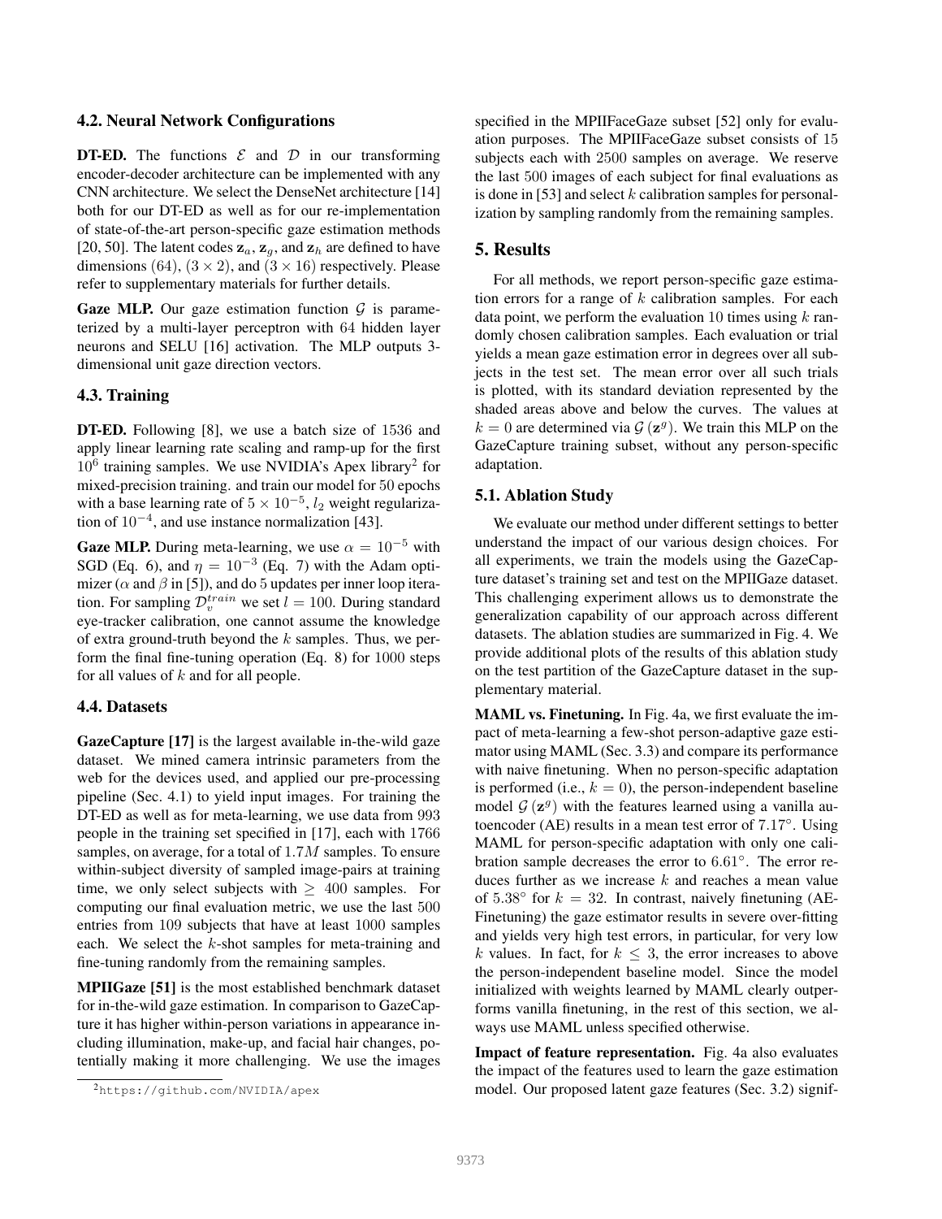### 4.2. Neural Network Configurations

**DT-ED.** The functions $\mathcal{E}$ and $\mathcal{D}$ in our transforming encoder-decoder architecture can be implemented with any CNN architecture. We select the DenseNet architecture [14] both for our DT-ED as well as for our re-implementation of state-of-the-art person-specific gaze estimation methods [20, 50]. The latent codes $\mathbf{z}_a$, $\mathbf{z}_g$, and $\mathbf{z}_h$ are defined to have dimensions $(64)$, $(3 \times 2)$, and $(3 \times 16)$ respectively. Please refer to supplementary materials for further details.

**Gaze MLP.** Our gaze estimation function $\mathcal{G}$ is parameterized by a multi-layer perceptron with $64$ hidden layer neurons and SELU [16] activation. The MLP outputs 3-dimensional unit gaze direction vectors.

### 4.3. Training

**DT-ED.** Following [8], we use a batch size of $1536$ and apply linear learning rate scaling and ramp-up for the first $10^6$ training samples. We use NVIDIA's Apex library[2] for mixed-precision training. and train our model for $50$ epochs with a base learning rate of $5 \times 10^{-5}$, $l_2$ weight regularization of $10^{-4}$, and use instance normalization [43].

**Gaze MLP.** During meta-learning, we use $\alpha = 10^{-5}$ with SGD (Eq. 6), and $\eta = 10^{-3}$ (Eq. 7) with the Adam optimizer ($\alpha$ and $\beta$ in [5]), and do $5$ updates per inner loop iteration. For sampling $\mathcal{D}_v^{train}$ we set $l = 100$. During standard eye-tracker calibration, one cannot assume the knowledge of extra ground-truth beyond the $k$ samples. Thus, we perform the final fine-tuning operation (Eq. 8) for $1000$ steps for all values of $k$ and for all people.

### 4.4. Datasets

**GazeCapture [17]** is the largest available in-the-wild gaze dataset. We mined camera intrinsic parameters from the web for the devices used, and applied our pre-processing pipeline (Sec. 4.1) to yield input images. For training the DT-ED as well as for meta-learning, we use data from $993$ people in the training set specified in [17], each with $1766$ samples, on average, for a total of $1.7M$ samples. To ensure within-subject diversity of sampled image-pairs at training time, we only select subjects with $\geq 400$ samples. For computing our final evaluation metric, we use the last $500$ entries from $109$ subjects that have at least $1000$ samples each. We select the $k$-shot samples for meta-training and fine-tuning randomly from the remaining samples.

**MPIIGaze [51]** is the most established benchmark dataset for in-the-wild gaze estimation. In comparison to GazeCapture it has higher within-person variations in appearance including illumination, make-up, and facial hair changes, potentially making it more challenging. We use the images specified in the MPIIFaceGaze subset [52] only for evaluation purposes. The MPIIFaceGaze subset consists of $15$ subjects each with $2500$ samples on average. We reserve the last $500$ images of each subject for final evaluations as is done in [53] and select $k$ calibration samples for personalization by sampling randomly from the remaining samples.

[2] https://github.com/NVIDIA/apex

## 5. Results

For all methods, we report person-specific gaze estimation errors for a range of $k$ calibration samples. For each data point, we perform the evaluation $10$ times using $k$ randomly chosen calibration samples. Each evaluation or trial yields a mean gaze estimation error in degrees over all subjects in the test set. The mean error over all such trials is plotted, with its standard deviation represented by the shaded areas above and below the curves. The values at $k = 0$ are determined via $\mathcal{G}(\mathbf{z}^g)$. We train this MLP on the GazeCapture training subset, without any person-specific adaptation.

### 5.1. Ablation Study

We evaluate our method under different settings to better understand the impact of our various design choices. For all experiments, we train the models using the GazeCapture dataset's training set and test on the MPIIGaze dataset. This challenging experiment allows us to demonstrate the generalization capability of our approach across different datasets. The ablation studies are summarized in Fig. 4. We provide additional plots of the results of this ablation study on the test partition of the GazeCapture dataset in the supplementary material.

**MAML vs. Finetuning.** In Fig. 4a, we first evaluate the impact of meta-learning a few-shot person-adaptive gaze estimator using MAML (Sec. 3.3) and compare its performance with naive finetuning. When no person-specific adaptation is performed (i.e., $k = 0$), the person-independent baseline model $\mathcal{G}(\mathbf{z}^g)$ with the features learned using a vanilla autoencoder (AE) results in a mean test error of $7.17°$. Using MAML for person-specific adaptation with only one calibration sample decreases the error to $6.61°$. The error reduces further as we increase $k$ and reaches a mean value of $5.38°$ for $k = 32$. In contrast, naively finetuning (AE-Finetuning) the gaze estimator results in severe over-fitting and yields very high test errors, in particular, for very low $k$ values. In fact, for $k \leq 3$, the error increases to above the person-independent baseline model. Since the model initialized with weights learned by MAML clearly outperforms vanilla finetuning, in the rest of this section, we always use MAML unless specified otherwise.

**Impact of feature representation.** Fig. 4a also evaluates the impact of the features used to learn the gaze estimation model. Our proposed latent gaze features (Sec. 3.2) signif-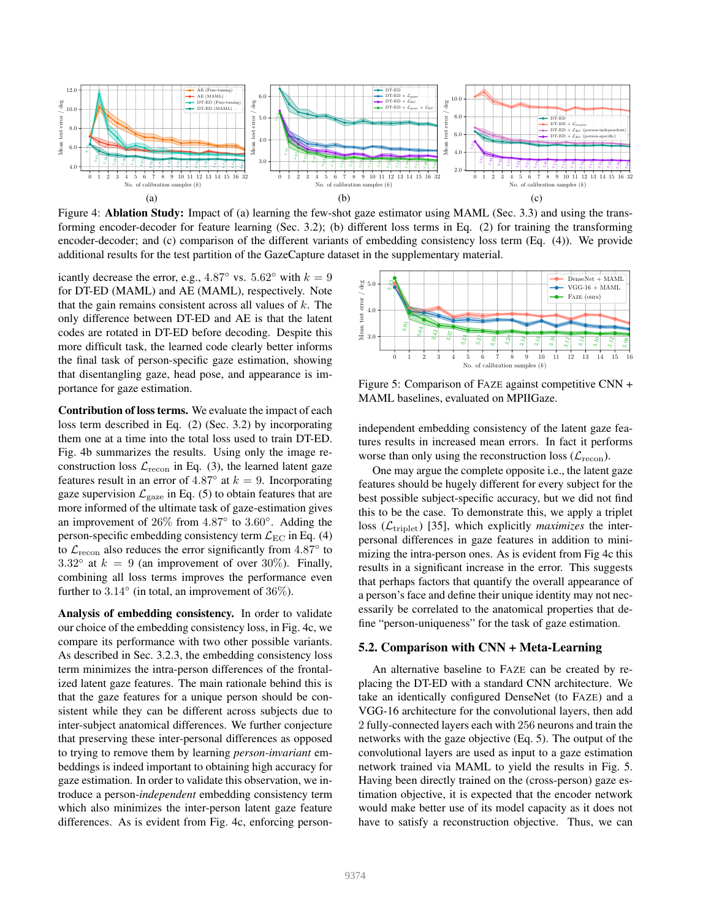Figure 4: **Ablation Study:** Impact of (a) learning the few-shot gaze estimator using MAML (Sec. 3.3) and using the transforming encoder-decoder for feature learning (Sec. 3.2); (b) different loss terms in Eq. (2) for training the transforming encoder-decoder; and (c) comparison of the different variants of embedding consistency loss term (Eq. (4)). We provide additional results for the test partition of the GazeCapture dataset in the supplementary material.

icantly decrease the error, e.g., $4.87°$ vs. $5.62°$ with $k = 9$ for DT-ED (MAML) and AE (MAML), respectively. Note that the gain remains consistent across all values of $k$. The only difference between DT-ED and AE is that the latent codes are rotated in DT-ED before decoding. Despite this more difficult task, the learned code clearly better informs the final task of person-specific gaze estimation, showing that disentangling gaze, head pose, and appearance is importance for gaze estimation.

**Contribution of loss terms.** We evaluate the impact of each loss term described in Eq. (2) (Sec. 3.2) by incorporating them one at a time into the total loss used to train DT-ED. Fig. 4b summarizes the results. Using only the image reconstruction loss $\mathcal{L}_{\text{recon}}$ in Eq. (3), the learned latent gaze features result in an error of $4.87°$ at $k = 9$. Incorporating gaze supervision $\mathcal{L}_{\text{gaze}}$ in Eq. (5) to obtain features that are more informed of the ultimate task of gaze-estimation gives an improvement of 26% from $4.87°$ to $3.60°$. Adding the person-specific embedding consistency term $\mathcal{L}_{\text{EC}}$ in Eq. (4) to $\mathcal{L}_{\text{recon}}$ also reduces the error significantly from $4.87°$ to $3.32°$ at $k = 9$ (an improvement of over 30%). Finally, combining all loss terms improves the performance even further to $3.14°$ (in total, an improvement of 36%).

**Analysis of embedding consistency.** In order to validate our choice of the embedding consistency loss, in Fig. 4c, we compare its performance with two other possible variants. As described in Sec. 3.2.3, the embedding consistency loss term minimizes the intra-person differences of the frontalized latent gaze features. The main rationale behind this is that the gaze features for a unique person should be consistent while they can be different across subjects due to inter-subject anatomical differences. We further conjecture that preserving these inter-personal differences as opposed to trying to remove them by learning *person-invariant* embeddings is indeed important to obtaining high accuracy for gaze estimation. In order to validate this observation, we introduce a person-*independent* embedding consistency term which also minimizes the inter-person latent gaze feature differences. As is evident from Fig. 4c, enforcing person-independent embedding consistency of the latent gaze features results in increased mean errors. In fact it performs worse than only using the reconstruction loss ($\mathcal{L}_{\text{recon}}$).

Figure 5: Comparison of FAZE against competitive CNN + MAML baselines, evaluated on MPIIGaze.

One may argue the complete opposite i.e., the latent gaze features should be hugely different for every subject for the best possible subject-specific accuracy, but we did not find this to be the case. To demonstrate this, we apply a triplet loss ($\mathcal{L}_{\text{triplet}}$) [35], which explicitly *maximizes* the inter-personal differences in gaze features in addition to minimizing the intra-person ones. As is evident from Fig 4c this results in a significant increase in the error. This suggests that perhaps factors that quantify the overall appearance of a person's face and define their unique identity may not necessarily be correlated to the anatomical properties that define "person-uniqueness" for the task of gaze estimation.

## 5.2. Comparison with CNN + Meta-Learning

An alternative baseline to FAZE can be created by replacing the DT-ED with a standard CNN architecture. We take an identically configured DenseNet (to FAZE) and a VGG-16 architecture for the convolutional layers, then add 2 fully-connected layers each with 256 neurons and train the networks with the gaze objective (Eq. 5). The output of the convolutional layers are used as input to a gaze estimation network trained via MAML to yield the results in Fig. 5. Having been directly trained on the (cross-person) gaze estimation objective, it is expected that the encoder network would make better use of its model capacity as it does not have to satisfy a reconstruction objective. Thus, we can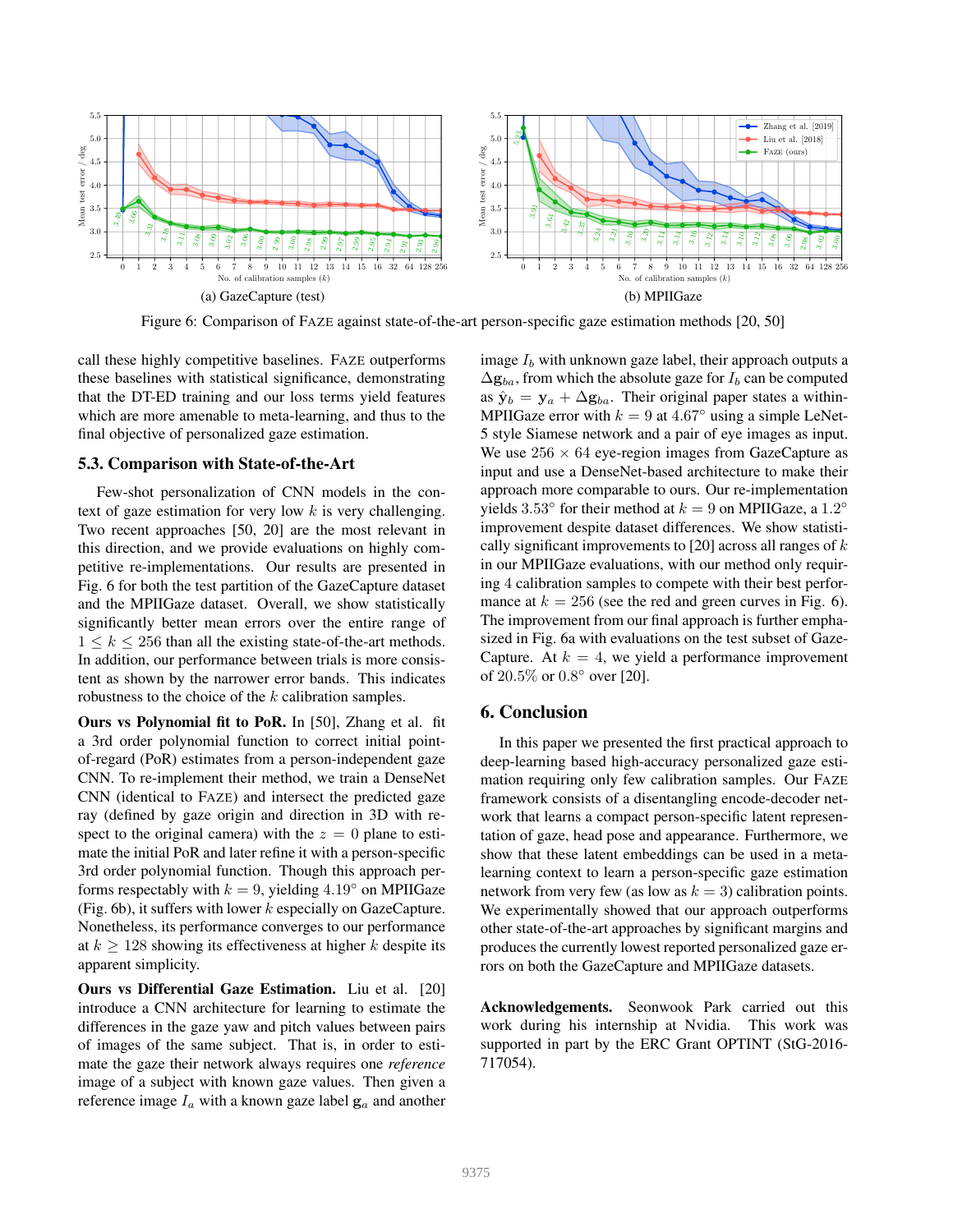Figure 6: Comparison of FAZE against state-of-the-art person-specific gaze estimation methods [20, 50]

call these highly competitive baselines. FAZE outperforms these baselines with statistical significance, demonstrating that the DT-ED training and our loss terms yield features which are more amenable to meta-learning, and thus to the final objective of personalized gaze estimation.

### 5.3. Comparison with State-of-the-Art

Few-shot personalization of CNN models in the context of gaze estimation for very low $k$ is very challenging. Two recent approaches [50, 20] are the most relevant in this direction, and we provide evaluations on highly competitive re-implementations. Our results are presented in Fig. 6 for both the test partition of the GazeCapture dataset and the MPIIGaze dataset. Overall, we show statistically significantly better mean errors over the entire range of $1 \leq k \leq 256$ than all the existing state-of-the-art methods. In addition, our performance between trials is more consistent as shown by the narrower error bands. This indicates robustness to the choice of the $k$ calibration samples.

**Ours vs Polynomial fit to PoR.** In [50], Zhang et al. fit a 3rd order polynomial function to correct initial point-of-regard (PoR) estimates from a person-independent gaze CNN. To re-implement their method, we train a DenseNet CNN (identical to FAZE) and intersect the predicted gaze ray (defined by gaze origin and direction in 3D with respect to the original camera) with the $z = 0$ plane to estimate the initial PoR and later refine it with a person-specific 3rd order polynomial function. Though this approach performs respectably with $k = 9$, yielding $4.19°$ on MPIIGaze (Fig. 6b), it suffers with lower $k$ especially on GazeCapture. Nonetheless, its performance converges to our performance at $k \geq 128$ showing its effectiveness at higher $k$ despite its apparent simplicity.

**Ours vs Differential Gaze Estimation.** Liu et al. [20] introduce a CNN architecture for learning to estimate the differences in the gaze yaw and pitch values between pairs of images of the same subject. That is, in order to estimate the gaze their network always requires one *reference* image of a subject with known gaze values. Then given a reference image $I_a$ with a known gaze label $\mathbf{g}_a$ and another image $I_b$ with unknown gaze label, their approach outputs a $\Delta\mathbf{g}_{ba}$, from which the absolute gaze for $I_b$ can be computed as $\hat{\mathbf{y}}_b = \mathbf{y}_a + \Delta\mathbf{g}_{ba}$. Their original paper states a within-MPIIGaze error with $k = 9$ at $4.67°$ using a simple LeNet-5 style Siamese network and a pair of eye images as input. We use $256 \times 64$ eye-region images from GazeCapture as input and use a DenseNet-based architecture to make their approach more comparable to ours. Our re-implementation yields $3.53°$ for their method at $k = 9$ on MPIIGaze, a $1.2°$ improvement despite dataset differences. We show statistically significant improvements to [20] across all ranges of $k$ in our MPIIGaze evaluations, with our method only requiring 4 calibration samples to compete with their best performance at $k = 256$ (see the red and green curves in Fig. 6). The improvement from our final approach is further emphasized in Fig. 6a with evaluations on the test subset of GazeCapture. At $k = 4$, we yield a performance improvement of $20.5\%$ or $0.8°$ over [20].

## 6. Conclusion

In this paper we presented the first practical approach to deep-learning based high-accuracy personalized gaze estimation requiring only few calibration samples. Our FAZE framework consists of a disentangling encode-decoder network that learns a compact person-specific latent representation of gaze, head pose and appearance. Furthermore, we show that these latent embeddings can be used in a meta-learning context to learn a person-specific gaze estimation network from very few (as low as $k = 3$) calibration points. We experimentally showed that our approach outperforms other state-of-the-art approaches by significant margins and produces the currently lowest reported personalized gaze errors on both the GazeCapture and MPIIGaze datasets.

**Acknowledgements.** Seonwook Park carried out this work during his internship at Nvidia. This work was supported in part by the ERC Grant OPTINT (StG-2016-717054).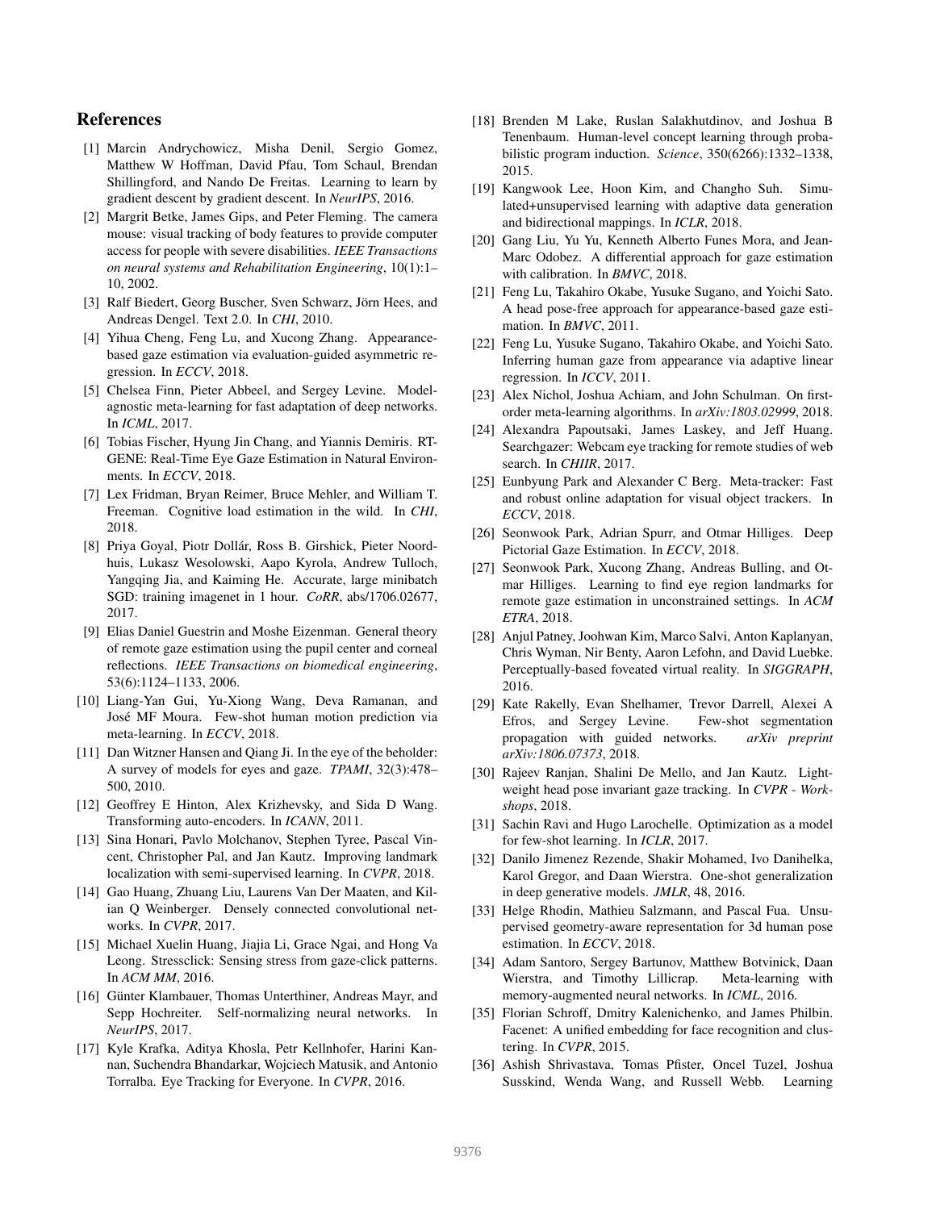## References

[1] Marcin Andrychowicz, Misha Denil, Sergio Gomez, Matthew W Hoffman, David Pfau, Tom Schaul, Brendan Shillingford, and Nando De Freitas. Learning to learn by gradient descent by gradient descent. In *NeurIPS*, 2016.

[2] Margrit Betke, James Gips, and Peter Fleming. The camera mouse: visual tracking of body features to provide computer access for people with severe disabilities. *IEEE Transactions on neural systems and Rehabilitation Engineering*, 10(1):1–10, 2002.

[3] Ralf Biedert, Georg Buscher, Sven Schwarz, Jörn Hees, and Andreas Dengel. Text 2.0. In *CHI*, 2010.

[4] Yihua Cheng, Feng Lu, and Xucong Zhang. Appearance-based gaze estimation via evaluation-guided asymmetric regression. In *ECCV*, 2018.

[5] Chelsea Finn, Pieter Abbeel, and Sergey Levine. Model-agnostic meta-learning for fast adaptation of deep networks. In *ICML*, 2017.

[6] Tobias Fischer, Hyung Jin Chang, and Yiannis Demiris. RT-GENE: Real-Time Eye Gaze Estimation in Natural Environments. In *ECCV*, 2018.

[7] Lex Fridman, Bryan Reimer, Bruce Mehler, and William T. Freeman. Cognitive load estimation in the wild. In *CHI*, 2018.

[8] Priya Goyal, Piotr Dollár, Ross B. Girshick, Pieter Noordhuis, Lukasz Wesolowski, Aapo Kyrola, Andrew Tulloch, Yangqing Jia, and Kaiming He. Accurate, large minibatch SGD: training imagenet in 1 hour. *CoRR*, abs/1706.02677, 2017.

[9] Elias Daniel Guestrin and Moshe Eizenman. General theory of remote gaze estimation using the pupil center and corneal reflections. *IEEE Transactions on biomedical engineering*, 53(6):1124–1133, 2006.

[10] Liang-Yan Gui, Yu-Xiong Wang, Deva Ramanan, and José MF Moura. Few-shot human motion prediction via meta-learning. In *ECCV*, 2018.

[11] Dan Witzner Hansen and Qiang Ji. In the eye of the beholder: A survey of models for eyes and gaze. *TPAMI*, 32(3):478–500, 2010.

[12] Geoffrey E Hinton, Alex Krizhevsky, and Sida D Wang. Transforming auto-encoders. In *ICANN*, 2011.

[13] Sina Honari, Pavlo Molchanov, Stephen Tyree, Pascal Vincent, Christopher Pal, and Jan Kautz. Improving landmark localization with semi-supervised learning. In *CVPR*, 2018.

[14] Gao Huang, Zhuang Liu, Laurens Van Der Maaten, and Kilian Q Weinberger. Densely connected convolutional networks. In *CVPR*, 2017.

[15] Michael Xuelin Huang, Jiajia Li, Grace Ngai, and Hong Va Leong. Stressclick: Sensing stress from gaze-click patterns. In *ACM MM*, 2016.

[16] Günter Klambauer, Thomas Unterthiner, Andreas Mayr, and Sepp Hochreiter. Self-normalizing neural networks. In *NeurIPS*, 2017.

[17] Kyle Krafka, Aditya Khosla, Petr Kellnhofer, Harini Kannan, Suchendra Bhandarkar, Wojciech Matusik, and Antonio Torralba. Eye Tracking for Everyone. In *CVPR*, 2016.

[18] Brenden M Lake, Ruslan Salakhutdinov, and Joshua B Tenenbaum. Human-level concept learning through probabilistic program induction. *Science*, 350(6266):1332–1338, 2015.

[19] Kangwook Lee, Hoon Kim, and Changho Suh. Simulated+unsupervised learning with adaptive data generation and bidirectional mappings. In *ICLR*, 2018.

[20] Gang Liu, Yu Yu, Kenneth Alberto Funes Mora, and Jean-Marc Odobez. A differential approach for gaze estimation with calibration. In *BMVC*, 2018.

[21] Feng Lu, Takahiro Okabe, Yusuke Sugano, and Yoichi Sato. A head pose-free approach for appearance-based gaze estimation. In *BMVC*, 2011.

[22] Feng Lu, Yusuke Sugano, Takahiro Okabe, and Yoichi Sato. Inferring human gaze from appearance via adaptive linear regression. In *ICCV*, 2011.

[23] Alex Nichol, Joshua Achiam, and John Schulman. On first-order meta-learning algorithms. In *arXiv:1803.02999*, 2018.

[24] Alexandra Papoutsaki, James Laskey, and Jeff Huang. Searchgazer: Webcam eye tracking for remote studies of web search. In *CHIIR*, 2017.

[25] Eunbyung Park and Alexander C Berg. Meta-tracker: Fast and robust online adaptation for visual object trackers. In *ECCV*, 2018.

[26] Seonwook Park, Adrian Spurr, and Otmar Hilliges. Deep Pictorial Gaze Estimation. In *ECCV*, 2018.

[27] Seonwook Park, Xucong Zhang, Andreas Bulling, and Otmar Hilliges. Learning to find eye region landmarks for remote gaze estimation in unconstrained settings. In *ACM ETRA*, 2018.

[28] Anjul Patney, Joohwan Kim, Marco Salvi, Anton Kaplanyan, Chris Wyman, Nir Benty, Aaron Lefohn, and David Luebke. Perceptually-based foveated virtual reality. In *SIGGRAPH*, 2016.

[29] Kate Rakelly, Evan Shelhamer, Trevor Darrell, Alexei A Efros, and Sergey Levine. Few-shot segmentation propagation with guided networks. *arXiv preprint arXiv:1806.07373*, 2018.

[30] Rajeev Ranjan, Shalini De Mello, and Jan Kautz. Lightweight head pose invariant gaze tracking. In *CVPR - Workshops*, 2018.

[31] Sachin Ravi and Hugo Larochelle. Optimization as a model for few-shot learning. In *ICLR*, 2017.

[32] Danilo Jimenez Rezende, Shakir Mohamed, Ivo Danihelka, Karol Gregor, and Daan Wierstra. One-shot generalization in deep generative models. *JMLR*, 48, 2016.

[33] Helge Rhodin, Mathieu Salzmann, and Pascal Fua. Unsupervised geometry-aware representation for 3d human pose estimation. In *ECCV*, 2018.

[34] Adam Santoro, Sergey Bartunov, Matthew Botvinick, Daan Wierstra, and Timothy Lillicrap. Meta-learning with memory-augmented neural networks. In *ICML*, 2016.

[35] Florian Schroff, Dmitry Kalenichenko, and James Philbin. Facenet: A unified embedding for face recognition and clustering. In *CVPR*, 2015.

[36] Ashish Shrivastava, Tomas Pfister, Oncel Tuzel, Joshua Susskind, Wenda Wang, and Russell Webb. Learning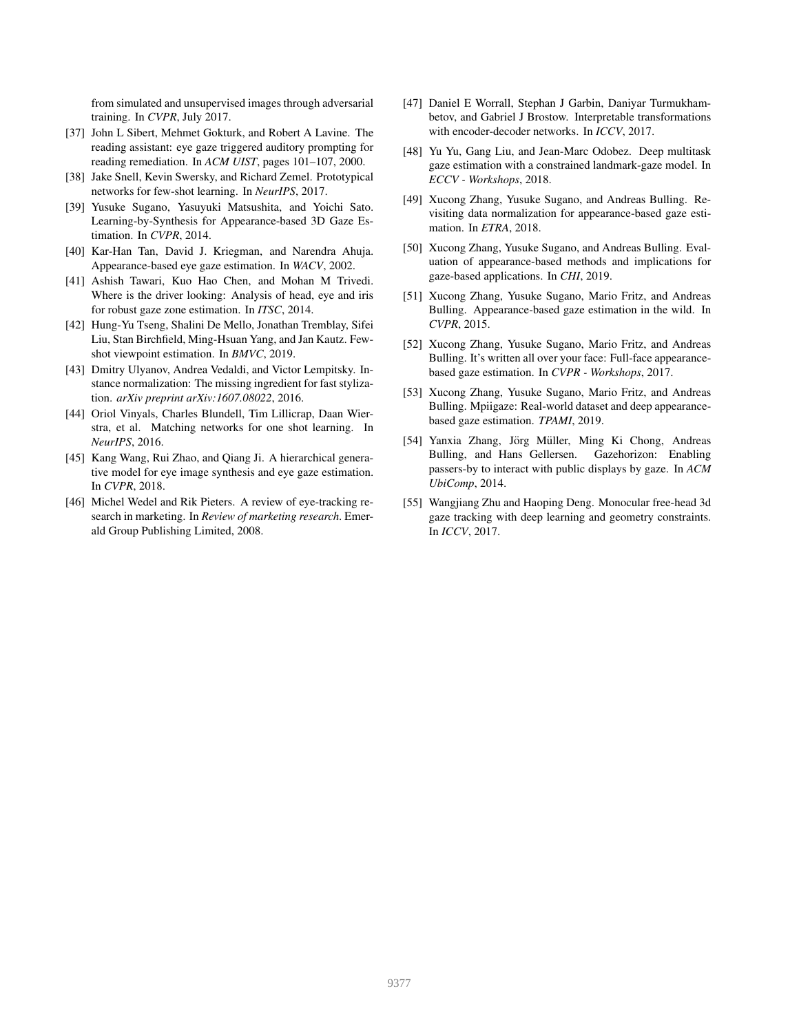from simulated and unsupervised images through adversarial training. In *CVPR*, July 2017.

[37] John L Sibert, Mehmet Gokturk, and Robert A Lavine. The reading assistant: eye gaze triggered auditory prompting for reading remediation. In *ACM UIST*, pages 101–107, 2000.

[38] Jake Snell, Kevin Swersky, and Richard Zemel. Prototypical networks for few-shot learning. In *NeurIPS*, 2017.

[39] Yusuke Sugano, Yasuyuki Matsushita, and Yoichi Sato. Learning-by-Synthesis for Appearance-based 3D Gaze Estimation. In *CVPR*, 2014.

[40] Kar-Han Tan, David J. Kriegman, and Narendra Ahuja. Appearance-based eye gaze estimation. In *WACV*, 2002.

[41] Ashish Tawari, Kuo Hao Chen, and Mohan M Trivedi. Where is the driver looking: Analysis of head, eye and iris for robust gaze zone estimation. In *ITSC*, 2014.

[42] Hung-Yu Tseng, Shalini De Mello, Jonathan Tremblay, Sifei Liu, Stan Birchfield, Ming-Hsuan Yang, and Jan Kautz. Few-shot viewpoint estimation. In *BMVC*, 2019.

[43] Dmitry Ulyanov, Andrea Vedaldi, and Victor Lempitsky. Instance normalization: The missing ingredient for fast stylization. *arXiv preprint arXiv:1607.08022*, 2016.

[44] Oriol Vinyals, Charles Blundell, Tim Lillicrap, Daan Wierstra, et al. Matching networks for one shot learning. In *NeurIPS*, 2016.

[45] Kang Wang, Rui Zhao, and Qiang Ji. A hierarchical generative model for eye image synthesis and eye gaze estimation. In *CVPR*, 2018.

[46] Michel Wedel and Rik Pieters. A review of eye-tracking research in marketing. In *Review of marketing research*. Emerald Group Publishing Limited, 2008.

[47] Daniel E Worrall, Stephan J Garbin, Daniyar Turmukhambetov, and Gabriel J Brostow. Interpretable transformations with encoder-decoder networks. In *ICCV*, 2017.

[48] Yu Yu, Gang Liu, and Jean-Marc Odobez. Deep multitask gaze estimation with a constrained landmark-gaze model. In *ECCV - Workshops*, 2018.

[49] Xucong Zhang, Yusuke Sugano, and Andreas Bulling. Revisiting data normalization for appearance-based gaze estimation. In *ETRA*, 2018.

[50] Xucong Zhang, Yusuke Sugano, and Andreas Bulling. Evaluation of appearance-based methods and implications for gaze-based applications. In *CHI*, 2019.

[51] Xucong Zhang, Yusuke Sugano, Mario Fritz, and Andreas Bulling. Appearance-based gaze estimation in the wild. In *CVPR*, 2015.

[52] Xucong Zhang, Yusuke Sugano, Mario Fritz, and Andreas Bulling. It's written all over your face: Full-face appearance-based gaze estimation. In *CVPR - Workshops*, 2017.

[53] Xucong Zhang, Yusuke Sugano, Mario Fritz, and Andreas Bulling. Mpiigaze: Real-world dataset and deep appearance-based gaze estimation. *TPAMI*, 2019.

[54] Yanxia Zhang, Jörg Müller, Ming Ki Chong, Andreas Bulling, and Hans Gellersen. Gazehorizon: Enabling passers-by to interact with public displays by gaze. In *ACM UbiComp*, 2014.

[55] Wangjiang Zhu and Haoping Deng. Monocular free-head 3d gaze tracking with deep learning and geometry constraints. In *ICCV*, 2017.